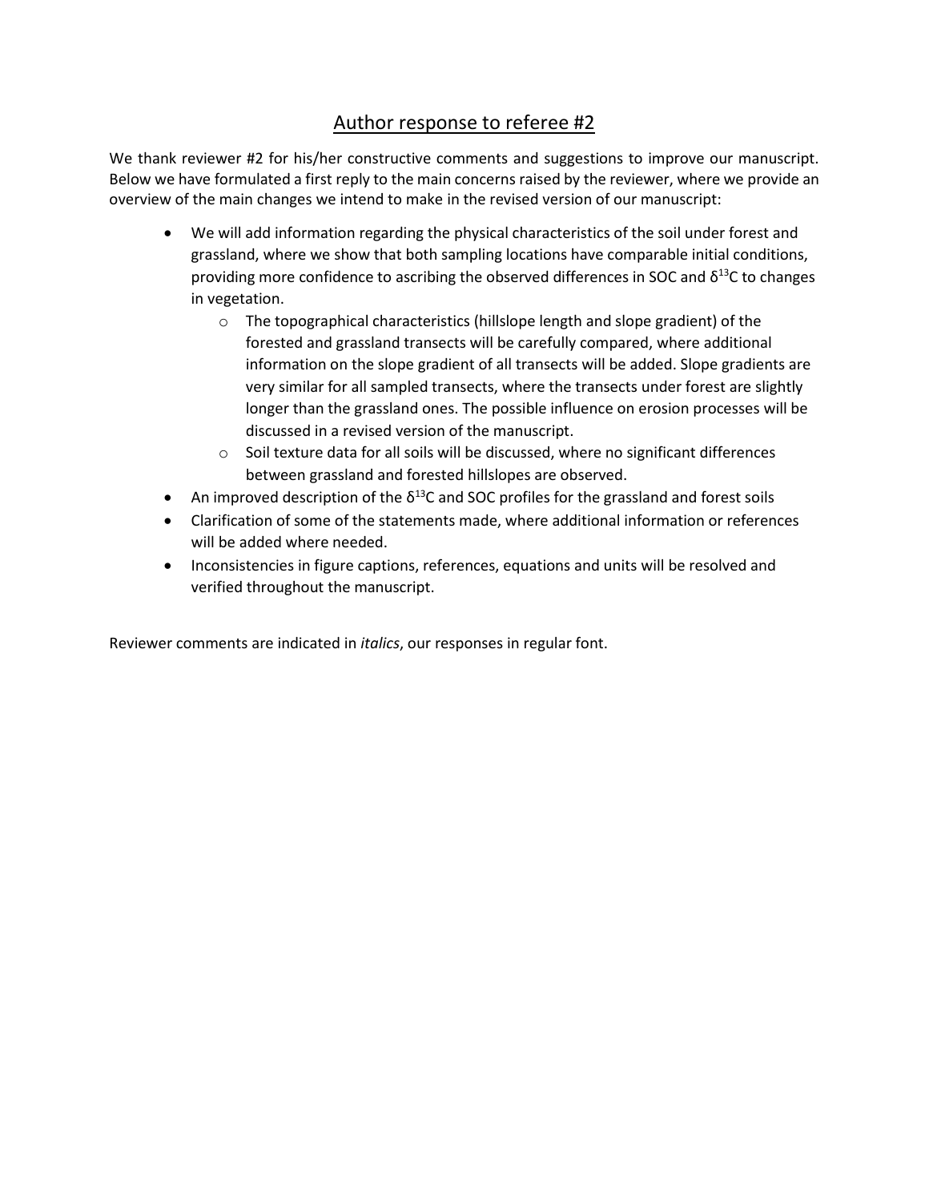# Author response to referee #2

We thank reviewer #2 for his/her constructive comments and suggestions to improve our manuscript. Below we have formulated a first reply to the main concerns raised by the reviewer, where we provide an overview of the main changes we intend to make in the revised version of our manuscript:

- We will add information regarding the physical characteristics of the soil under forest and grassland, where we show that both sampling locations have comparable initial conditions, providing more confidence to ascribing the observed differences in SOC and $\delta^{13}C$ to changes in vegetation.
  - The topographical characteristics (hillslope length and slope gradient) of the forested and grassland transects will be carefully compared, where additional information on the slope gradient of all transects will be added. Slope gradients are very similar for all sampled transects, where the transects under forest are slightly longer than the grassland ones. The possible influence on erosion processes will be discussed in a revised version of the manuscript.
  - Soil texture data for all soils will be discussed, where no significant differences between grassland and forested hillslopes are observed.
- An improved description of the $\delta^{13}C$ and SOC profiles for the grassland and forest soils
- Clarification of some of the statements made, where additional information or references will be added where needed.
- Inconsistencies in figure captions, references, equations and units will be resolved and verified throughout the manuscript.

Reviewer comments are indicated in *italics*, our responses in regular font.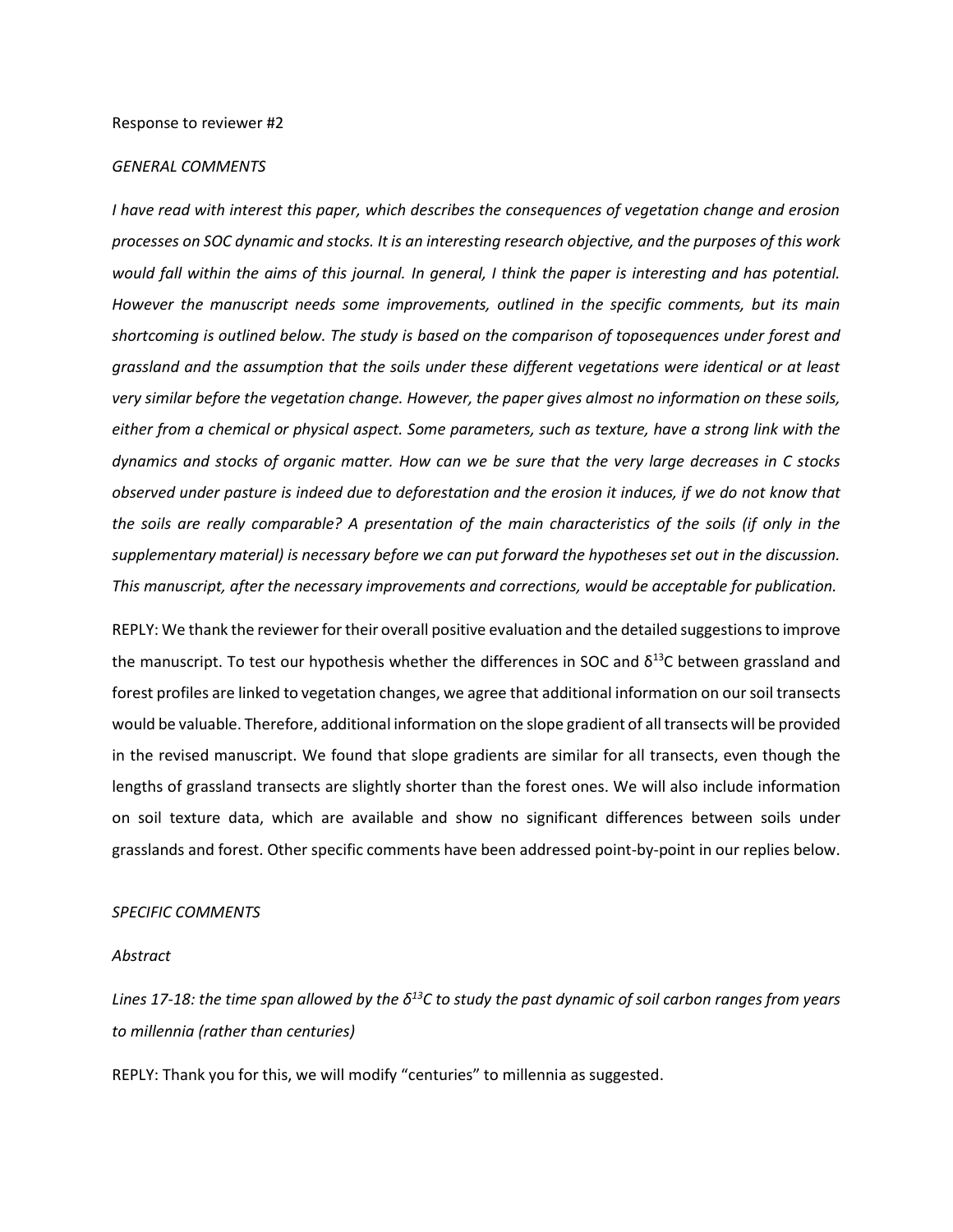Response to reviewer #2

*GENERAL COMMENTS*

*I have read with interest this paper, which describes the consequences of vegetation change and erosion processes on SOC dynamic and stocks. It is an interesting research objective, and the purposes of this work would fall within the aims of this journal. In general, I think the paper is interesting and has potential. However the manuscript needs some improvements, outlined in the specific comments, but its main shortcoming is outlined below. The study is based on the comparison of toposequences under forest and grassland and the assumption that the soils under these different vegetations were identical or at least very similar before the vegetation change. However, the paper gives almost no information on these soils, either from a chemical or physical aspect. Some parameters, such as texture, have a strong link with the dynamics and stocks of organic matter. How can we be sure that the very large decreases in C stocks observed under pasture is indeed due to deforestation and the erosion it induces, if we do not know that the soils are really comparable? A presentation of the main characteristics of the soils (if only in the supplementary material) is necessary before we can put forward the hypotheses set out in the discussion. This manuscript, after the necessary improvements and corrections, would be acceptable for publication.*

REPLY: We thank the reviewer for their overall positive evaluation and the detailed suggestions to improve the manuscript. To test our hypothesis whether the differences in SOC and $\delta^{13}$C between grassland and forest profiles are linked to vegetation changes, we agree that additional information on our soil transects would be valuable. Therefore, additional information on the slope gradient of all transects will be provided in the revised manuscript. We found that slope gradients are similar for all transects, even though the lengths of grassland transects are slightly shorter than the forest ones. We will also include information on soil texture data, which are available and show no significant differences between soils under grasslands and forest. Other specific comments have been addressed point-by-point in our replies below.

*SPECIFIC COMMENTS*

*Abstract*

*Lines 17-18: the time span allowed by the $\delta^{13}$C to study the past dynamic of soil carbon ranges from years to millennia (rather than centuries)*

REPLY: Thank you for this, we will modify "centuries" to millennia as suggested.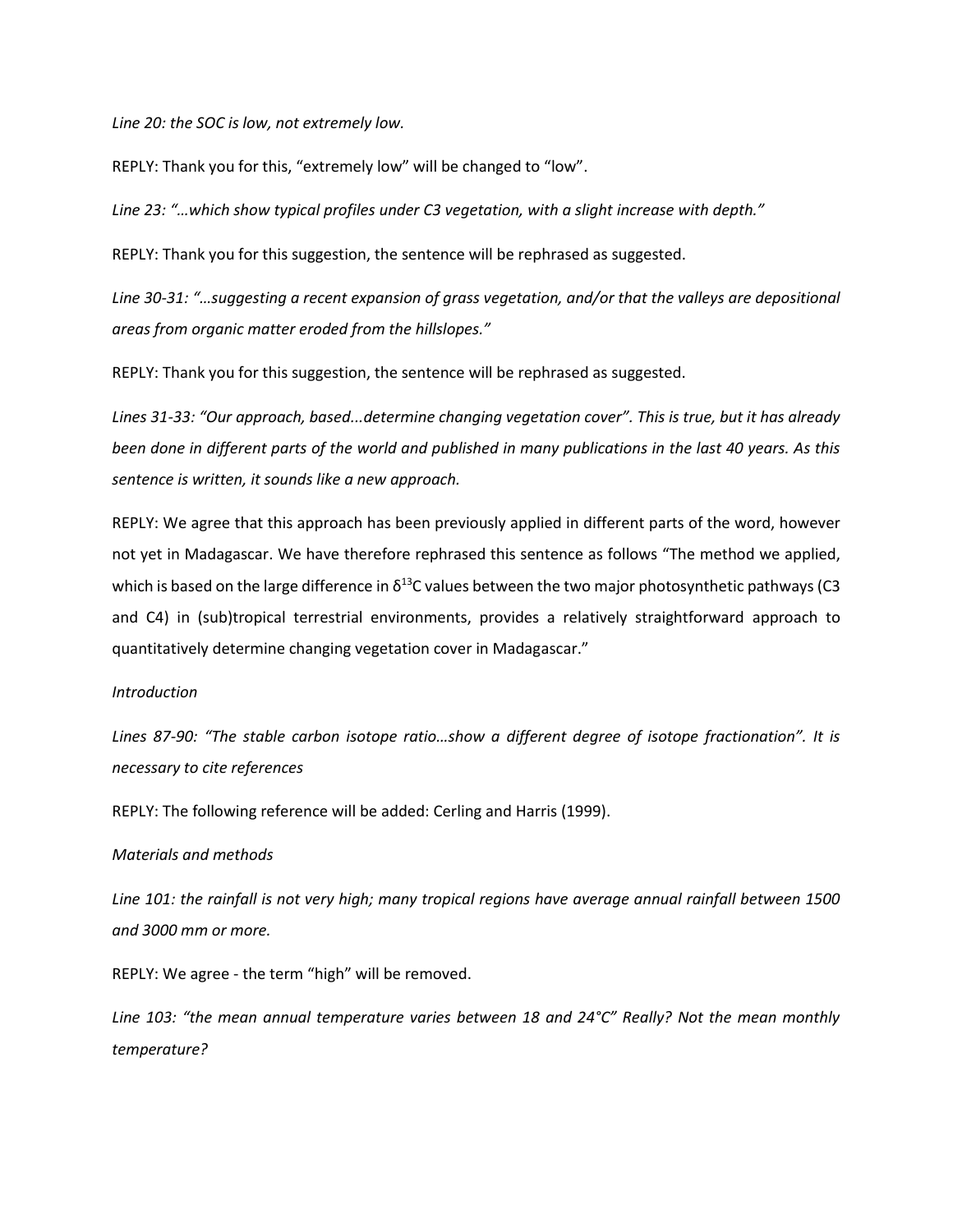*Line 20: the SOC is low, not extremely low.*

REPLY: Thank you for this, “extremely low” will be changed to “low”.

*Line 23: “…which show typical profiles under C3 vegetation, with a slight increase with depth.”*

REPLY: Thank you for this suggestion, the sentence will be rephrased as suggested.

*Line 30-31: “…suggesting a recent expansion of grass vegetation, and/or that the valleys are depositional areas from organic matter eroded from the hillslopes.”*

REPLY: Thank you for this suggestion, the sentence will be rephrased as suggested.

*Lines 31-33: “Our approach, based...determine changing vegetation cover”. This is true, but it has already been done in different parts of the world and published in many publications in the last 40 years. As this sentence is written, it sounds like a new approach.*

REPLY: We agree that this approach has been previously applied in different parts of the word, however not yet in Madagascar. We have therefore rephrased this sentence as follows “The method we applied, which is based on the large difference in $\delta^{13}$C values between the two major photosynthetic pathways (C3 and C4) in (sub)tropical terrestrial environments, provides a relatively straightforward approach to quantitatively determine changing vegetation cover in Madagascar.”

*Introduction*

*Lines 87-90: “The stable carbon isotope ratio…show a different degree of isotope fractionation”. It is necessary to cite references*

REPLY: The following reference will be added: Cerling and Harris (1999).

*Materials and methods*

*Line 101: the rainfall is not very high; many tropical regions have average annual rainfall between 1500 and 3000 mm or more.*

REPLY: We agree - the term “high” will be removed.

*Line 103: “the mean annual temperature varies between 18 and 24°C” Really? Not the mean monthly temperature?*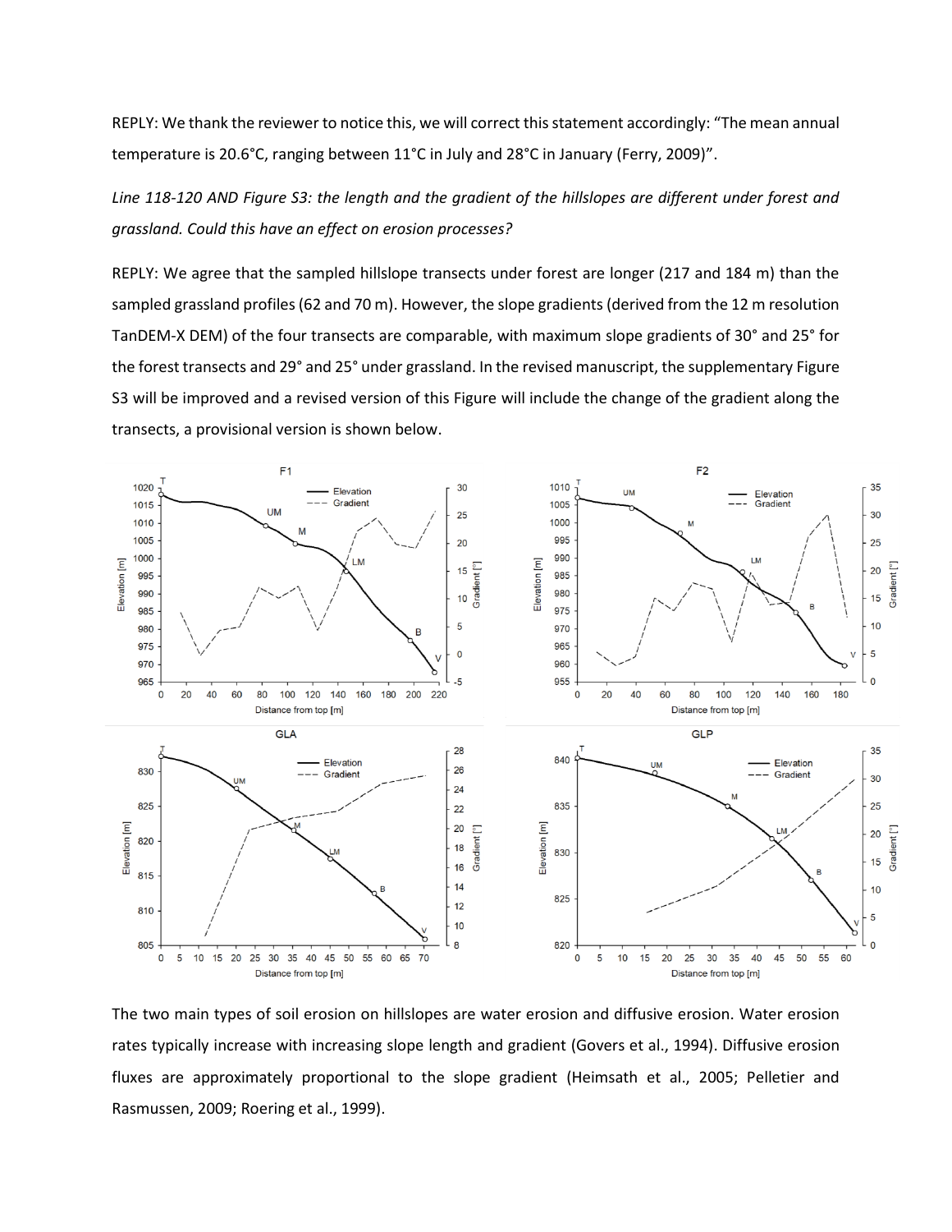REPLY: We thank the reviewer to notice this, we will correct this statement accordingly: "The mean annual temperature is 20.6°C, ranging between 11°C in July and 28°C in January (Ferry, 2009)".

*Line 118-120 AND Figure S3: the length and the gradient of the hillslopes are different under forest and grassland. Could this have an effect on erosion processes?*

REPLY: We agree that the sampled hillslope transects under forest are longer (217 and 184 m) than the sampled grassland profiles (62 and 70 m). However, the slope gradients (derived from the 12 m resolution TanDEM-X DEM) of the four transects are comparable, with maximum slope gradients of 30° and 25° for the forest transects and 29° and 25° under grassland. In the revised manuscript, the supplementary Figure S3 will be improved and a revised version of this Figure will include the change of the gradient along the transects, a provisional version is shown below.

The two main types of soil erosion on hillslopes are water erosion and diffusive erosion. Water erosion rates typically increase with increasing slope length and gradient (Govers et al., 1994). Diffusive erosion fluxes are approximately proportional to the slope gradient (Heimsath et al., 2005; Pelletier and Rasmussen, 2009; Roering et al., 1999).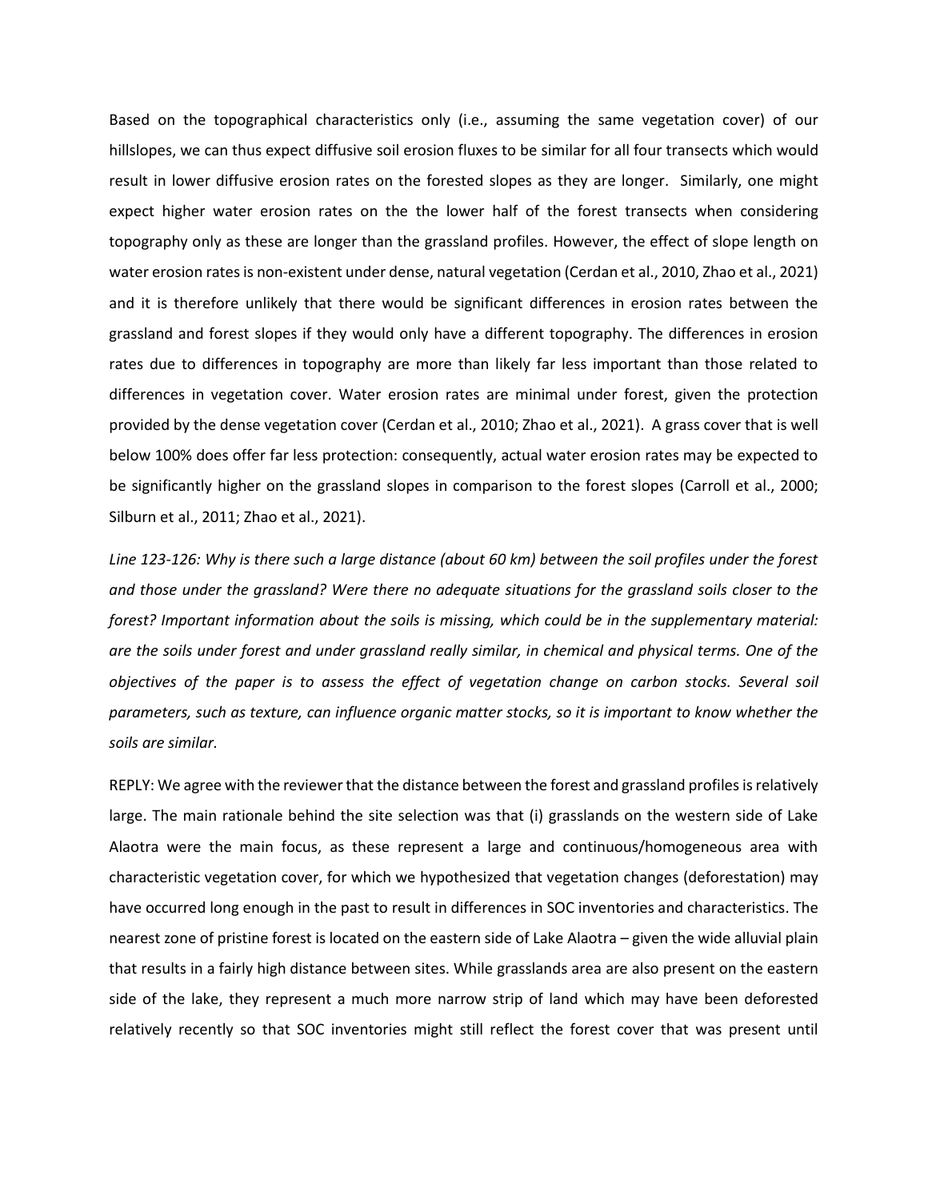Based on the topographical characteristics only (i.e., assuming the same vegetation cover) of our hillslopes, we can thus expect diffusive soil erosion fluxes to be similar for all four transects which would result in lower diffusive erosion rates on the forested slopes as they are longer. Similarly, one might expect higher water erosion rates on the the lower half of the forest transects when considering topography only as these are longer than the grassland profiles. However, the effect of slope length on water erosion rates is non-existent under dense, natural vegetation (Cerdan et al., 2010, Zhao et al., 2021) and it is therefore unlikely that there would be significant differences in erosion rates between the grassland and forest slopes if they would only have a different topography. The differences in erosion rates due to differences in topography are more than likely far less important than those related to differences in vegetation cover. Water erosion rates are minimal under forest, given the protection provided by the dense vegetation cover (Cerdan et al., 2010; Zhao et al., 2021). A grass cover that is well below 100% does offer far less protection: consequently, actual water erosion rates may be expected to be significantly higher on the grassland slopes in comparison to the forest slopes (Carroll et al., 2000; Silburn et al., 2011; Zhao et al., 2021).

*Line 123-126: Why is there such a large distance (about 60 km) between the soil profiles under the forest and those under the grassland? Were there no adequate situations for the grassland soils closer to the forest? Important information about the soils is missing, which could be in the supplementary material: are the soils under forest and under grassland really similar, in chemical and physical terms. One of the objectives of the paper is to assess the effect of vegetation change on carbon stocks. Several soil parameters, such as texture, can influence organic matter stocks, so it is important to know whether the soils are similar.*

REPLY: We agree with the reviewer that the distance between the forest and grassland profiles is relatively large. The main rationale behind the site selection was that (i) grasslands on the western side of Lake Alaotra were the main focus, as these represent a large and continuous/homogeneous area with characteristic vegetation cover, for which we hypothesized that vegetation changes (deforestation) may have occurred long enough in the past to result in differences in SOC inventories and characteristics. The nearest zone of pristine forest is located on the eastern side of Lake Alaotra – given the wide alluvial plain that results in a fairly high distance between sites. While grasslands area are also present on the eastern side of the lake, they represent a much more narrow strip of land which may have been deforested relatively recently so that SOC inventories might still reflect the forest cover that was present until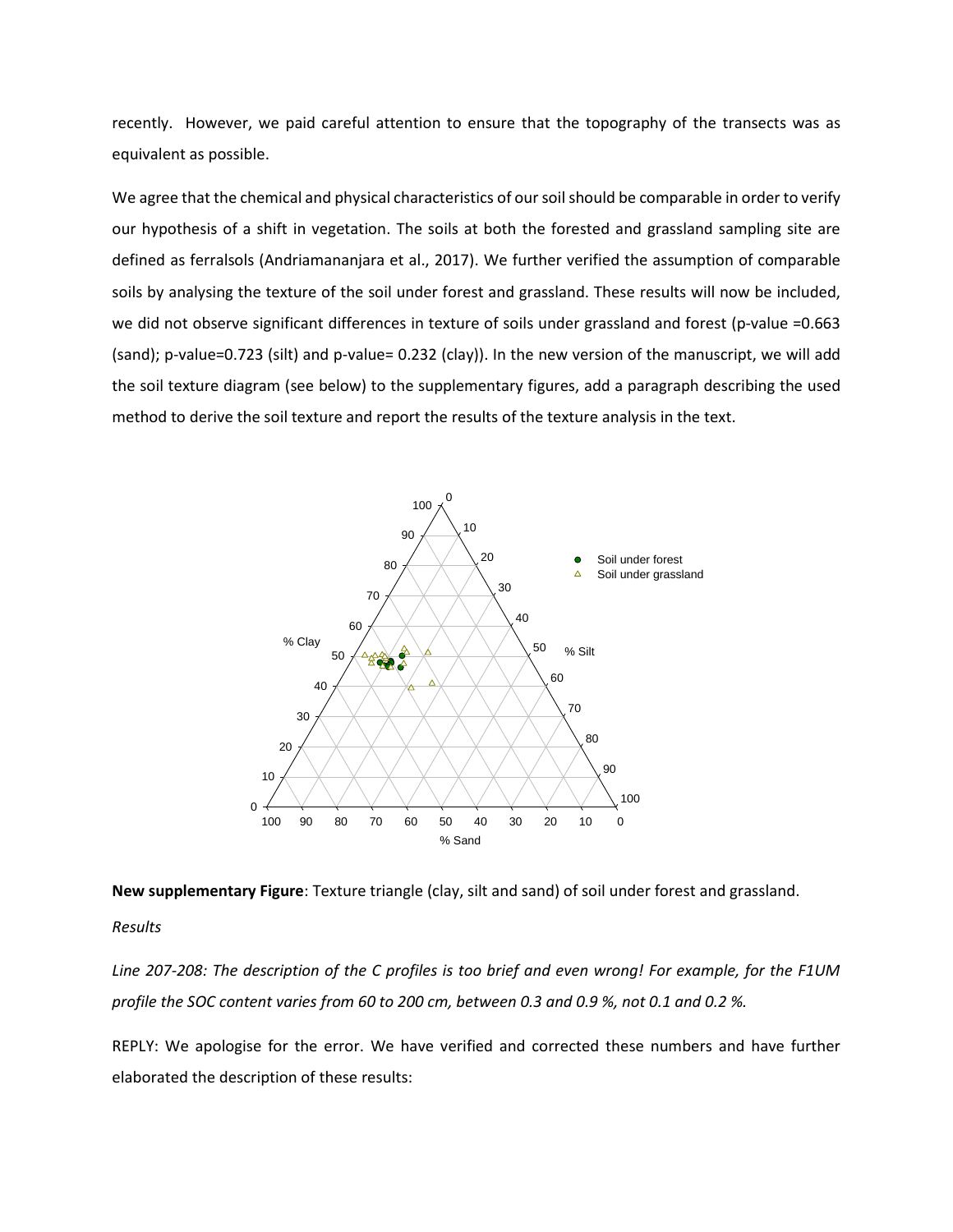recently. However, we paid careful attention to ensure that the topography of the transects was as equivalent as possible.

We agree that the chemical and physical characteristics of our soil should be comparable in order to verify our hypothesis of a shift in vegetation. The soils at both the forested and grassland sampling site are defined as ferralsols (Andriamananjara et al., 2017). We further verified the assumption of comparable soils by analysing the texture of the soil under forest and grassland. These results will now be included, we did not observe significant differences in texture of soils under grassland and forest (p-value =0.663 (sand); p-value=0.723 (silt) and p-value= 0.232 (clay)). In the new version of the manuscript, we will add the soil texture diagram (see below) to the supplementary figures, add a paragraph describing the used method to derive the soil texture and report the results of the texture analysis in the text.

**New supplementary Figure**: Texture triangle (clay, silt and sand) of soil under forest and grassland.

*Results*

*Line 207-208: The description of the C profiles is too brief and even wrong! For example, for the F1UM profile the SOC content varies from 60 to 200 cm, between 0.3 and 0.9 %, not 0.1 and 0.2 %.*

REPLY: We apologise for the error. We have verified and corrected these numbers and have further elaborated the description of these results: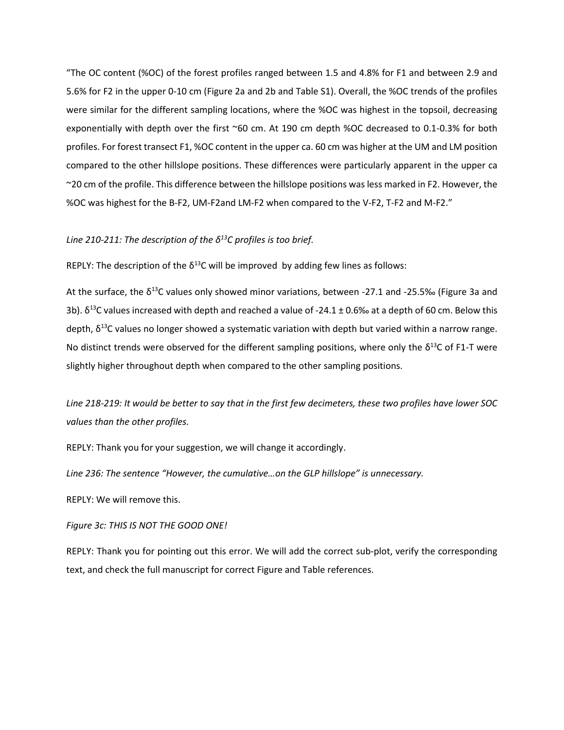"The OC content (%OC) of the forest profiles ranged between 1.5 and 4.8% for F1 and between 2.9 and 5.6% for F2 in the upper 0-10 cm (Figure 2a and 2b and Table S1). Overall, the %OC trends of the profiles were similar for the different sampling locations, where the %OC was highest in the topsoil, decreasing exponentially with depth over the first ~60 cm. At 190 cm depth %OC decreased to 0.1-0.3% for both profiles. For forest transect F1, %OC content in the upper ca. 60 cm was higher at the UM and LM position compared to the other hillslope positions. These differences were particularly apparent in the upper ca ~20 cm of the profile. This difference between the hillslope positions was less marked in F2. However, the %OC was highest for the B-F2, UM-F2and LM-F2 when compared to the V-F2, T-F2 and M-F2."

*Line 210-211: The description of the $\delta^{13}C$ profiles is too brief.*

REPLY: The description of the $\delta^{13}C$ will be improved by adding few lines as follows:

At the surface, the $\delta^{13}C$ values only showed minor variations, between -27.1 and -25.5‰ (Figure 3a and 3b). $\delta^{13}C$ values increased with depth and reached a value of -24.1 ± 0.6‰ at a depth of 60 cm. Below this depth, $\delta^{13}C$ values no longer showed a systematic variation with depth but varied within a narrow range. No distinct trends were observed for the different sampling positions, where only the $\delta^{13}C$ of F1-T were slightly higher throughout depth when compared to the other sampling positions.

*Line 218-219: It would be better to say that in the first few decimeters, these two profiles have lower SOC values than the other profiles.*

REPLY: Thank you for your suggestion, we will change it accordingly.

*Line 236: The sentence "However, the cumulative…on the GLP hillslope" is unnecessary.*

REPLY: We will remove this.

*Figure 3c: THIS IS NOT THE GOOD ONE!*

REPLY: Thank you for pointing out this error. We will add the correct sub-plot, verify the corresponding text, and check the full manuscript for correct Figure and Table references.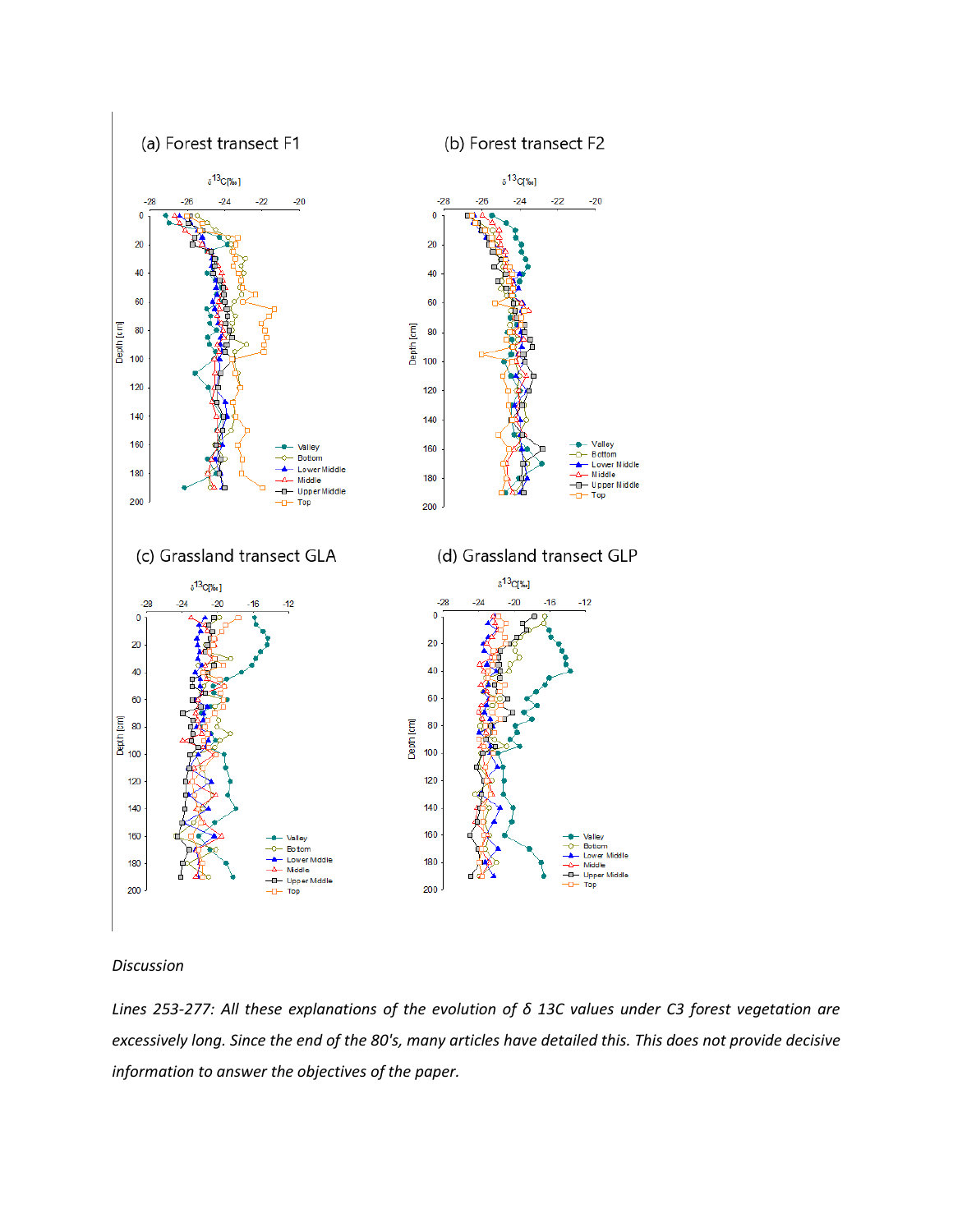(a) Forest transect F1

(b) Forest transect F2

(c) Grassland transect GLA

(d) Grassland transect GLP

*Discussion*

*Lines 253-277: All these explanations of the evolution of δ 13C values under C3 forest vegetation are excessively long. Since the end of the 80's, many articles have detailed this. This does not provide decisive information to answer the objectives of the paper.*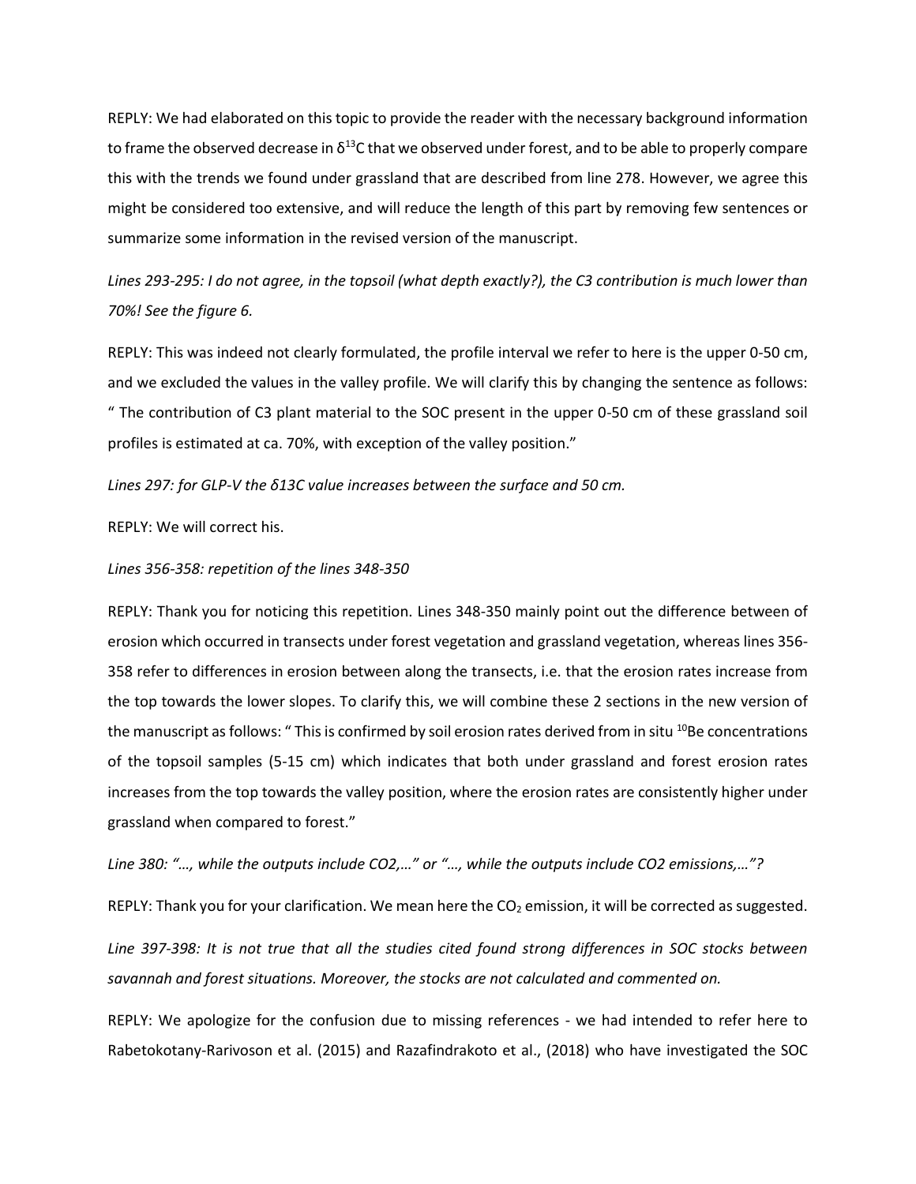REPLY: We had elaborated on this topic to provide the reader with the necessary background information to frame the observed decrease in $\delta^{13}C$ that we observed under forest, and to be able to properly compare this with the trends we found under grassland that are described from line 278. However, we agree this might be considered too extensive, and will reduce the length of this part by removing few sentences or summarize some information in the revised version of the manuscript.

*Lines 293-295: I do not agree, in the topsoil (what depth exactly?), the C3 contribution is much lower than 70%! See the figure 6.*

REPLY: This was indeed not clearly formulated, the profile interval we refer to here is the upper 0-50 cm, and we excluded the values in the valley profile. We will clarify this by changing the sentence as follows: " The contribution of C3 plant material to the SOC present in the upper 0-50 cm of these grassland soil profiles is estimated at ca. 70%, with exception of the valley position."

*Lines 297: for GLP-V the δ13C value increases between the surface and 50 cm.*

REPLY: We will correct his.

*Lines 356-358: repetition of the lines 348-350*

REPLY: Thank you for noticing this repetition. Lines 348-350 mainly point out the difference between of erosion which occurred in transects under forest vegetation and grassland vegetation, whereas lines 356-358 refer to differences in erosion between along the transects, i.e. that the erosion rates increase from the top towards the lower slopes. To clarify this, we will combine these 2 sections in the new version of the manuscript as follows: " This is confirmed by soil erosion rates derived from in situ $^{10}Be$ concentrations of the topsoil samples (5-15 cm) which indicates that both under grassland and forest erosion rates increases from the top towards the valley position, where the erosion rates are consistently higher under grassland when compared to forest."

*Line 380: "…, while the outputs include CO2,…" or "…, while the outputs include CO2 emissions,…"?*

REPLY: Thank you for your clarification. We mean here the $CO_2$ emission, it will be corrected as suggested.

*Line 397-398: It is not true that all the studies cited found strong differences in SOC stocks between savannah and forest situations. Moreover, the stocks are not calculated and commented on.*

REPLY: We apologize for the confusion due to missing references - we had intended to refer here to Rabetokotany-Rarivoson et al. (2015) and Razafindrakoto et al., (2018) who have investigated the SOC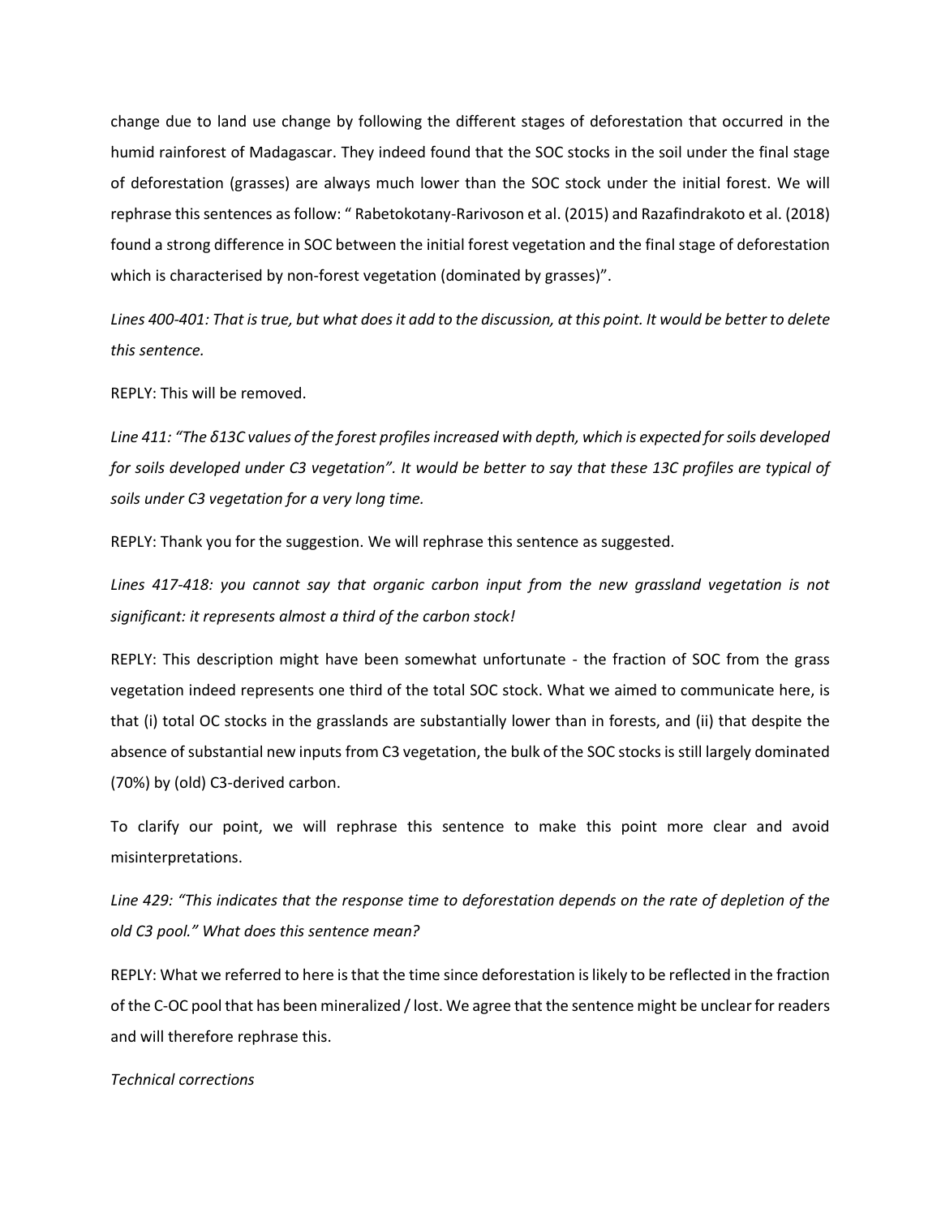change due to land use change by following the different stages of deforestation that occurred in the humid rainforest of Madagascar. They indeed found that the SOC stocks in the soil under the final stage of deforestation (grasses) are always much lower than the SOC stock under the initial forest. We will rephrase this sentences as follow: " Rabetokotany-Rarivoson et al. (2015) and Razafindrakoto et al. (2018) found a strong difference in SOC between the initial forest vegetation and the final stage of deforestation which is characterised by non-forest vegetation (dominated by grasses)".

*Lines 400-401: That is true, but what does it add to the discussion, at this point. It would be better to delete this sentence.*

REPLY: This will be removed.

*Line 411: "The δ13C values of the forest profiles increased with depth, which is expected for soils developed for soils developed under C3 vegetation". It would be better to say that these 13C profiles are typical of soils under C3 vegetation for a very long time.*

REPLY: Thank you for the suggestion. We will rephrase this sentence as suggested.

*Lines 417-418: you cannot say that organic carbon input from the new grassland vegetation is not significant: it represents almost a third of the carbon stock!*

REPLY: This description might have been somewhat unfortunate - the fraction of SOC from the grass vegetation indeed represents one third of the total SOC stock. What we aimed to communicate here, is that (i) total OC stocks in the grasslands are substantially lower than in forests, and (ii) that despite the absence of substantial new inputs from C3 vegetation, the bulk of the SOC stocks is still largely dominated (70%) by (old) C3-derived carbon.

To clarify our point, we will rephrase this sentence to make this point more clear and avoid misinterpretations.

*Line 429: "This indicates that the response time to deforestation depends on the rate of depletion of the old C3 pool." What does this sentence mean?*

REPLY: What we referred to here is that the time since deforestation is likely to be reflected in the fraction of the C-OC pool that has been mineralized / lost. We agree that the sentence might be unclear for readers and will therefore rephrase this.

*Technical corrections*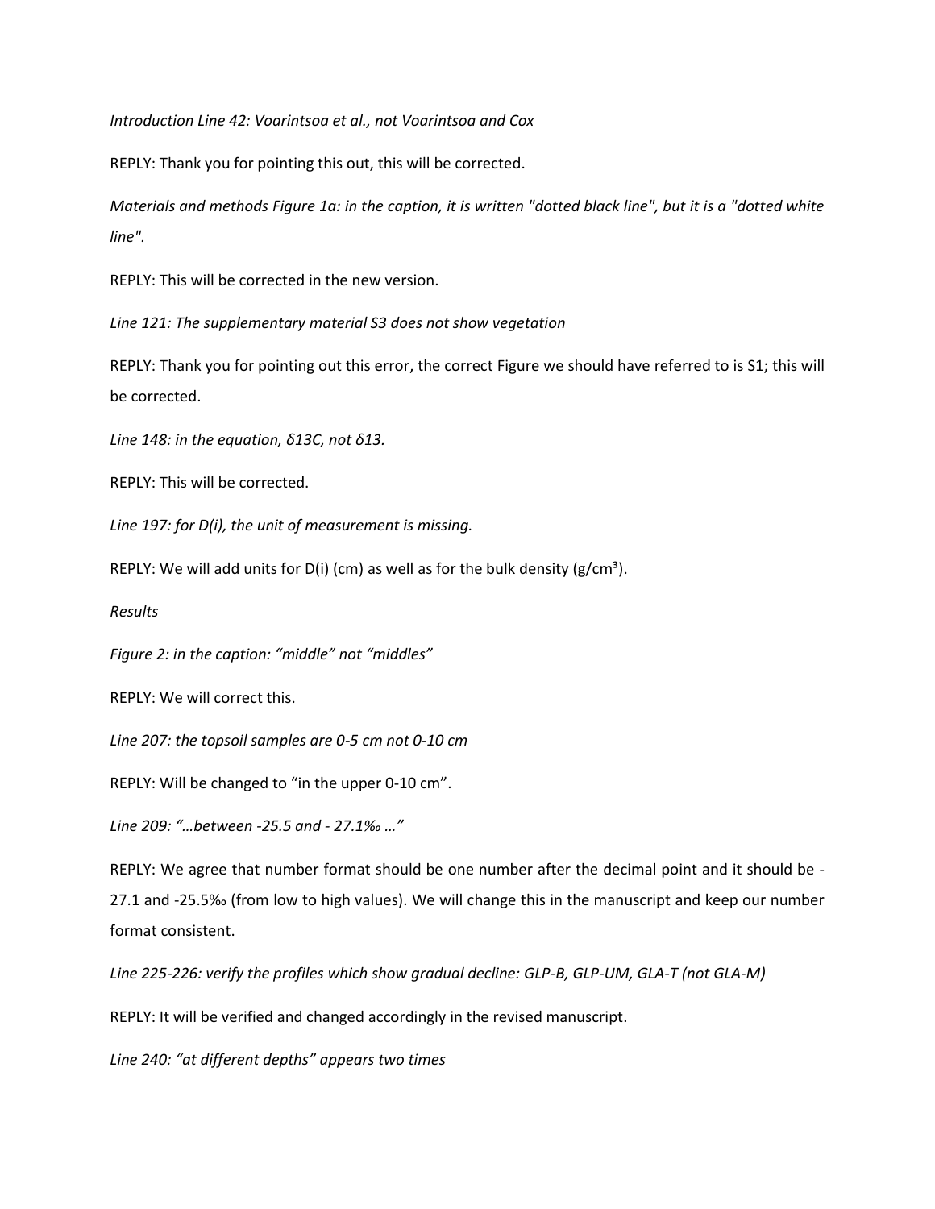*Introduction Line 42: Voarintsoa et al., not Voarintsoa and Cox*

REPLY: Thank you for pointing this out, this will be corrected.

*Materials and methods Figure 1a: in the caption, it is written "dotted black line", but it is a "dotted white line".*

REPLY: This will be corrected in the new version.

*Line 121: The supplementary material S3 does not show vegetation*

REPLY: Thank you for pointing out this error, the correct Figure we should have referred to is S1; this will be corrected.

*Line 148: in the equation, δ13C, not δ13.*

REPLY: This will be corrected.

*Line 197: for D(i), the unit of measurement is missing.*

REPLY: We will add units for D(i) (cm) as well as for the bulk density (g/cm³).

*Results*

*Figure 2: in the caption: "middle" not "middles"*

REPLY: We will correct this.

*Line 207: the topsoil samples are 0-5 cm not 0-10 cm*

REPLY: Will be changed to "in the upper 0-10 cm".

*Line 209: "…between -25.5 and - 27.1‰ …"*

REPLY: We agree that number format should be one number after the decimal point and it should be -27.1 and -25.5‰ (from low to high values). We will change this in the manuscript and keep our number format consistent.

*Line 225-226: verify the profiles which show gradual decline: GLP-B, GLP-UM, GLA-T (not GLA-M)*

REPLY: It will be verified and changed accordingly in the revised manuscript.

*Line 240: "at different depths" appears two times*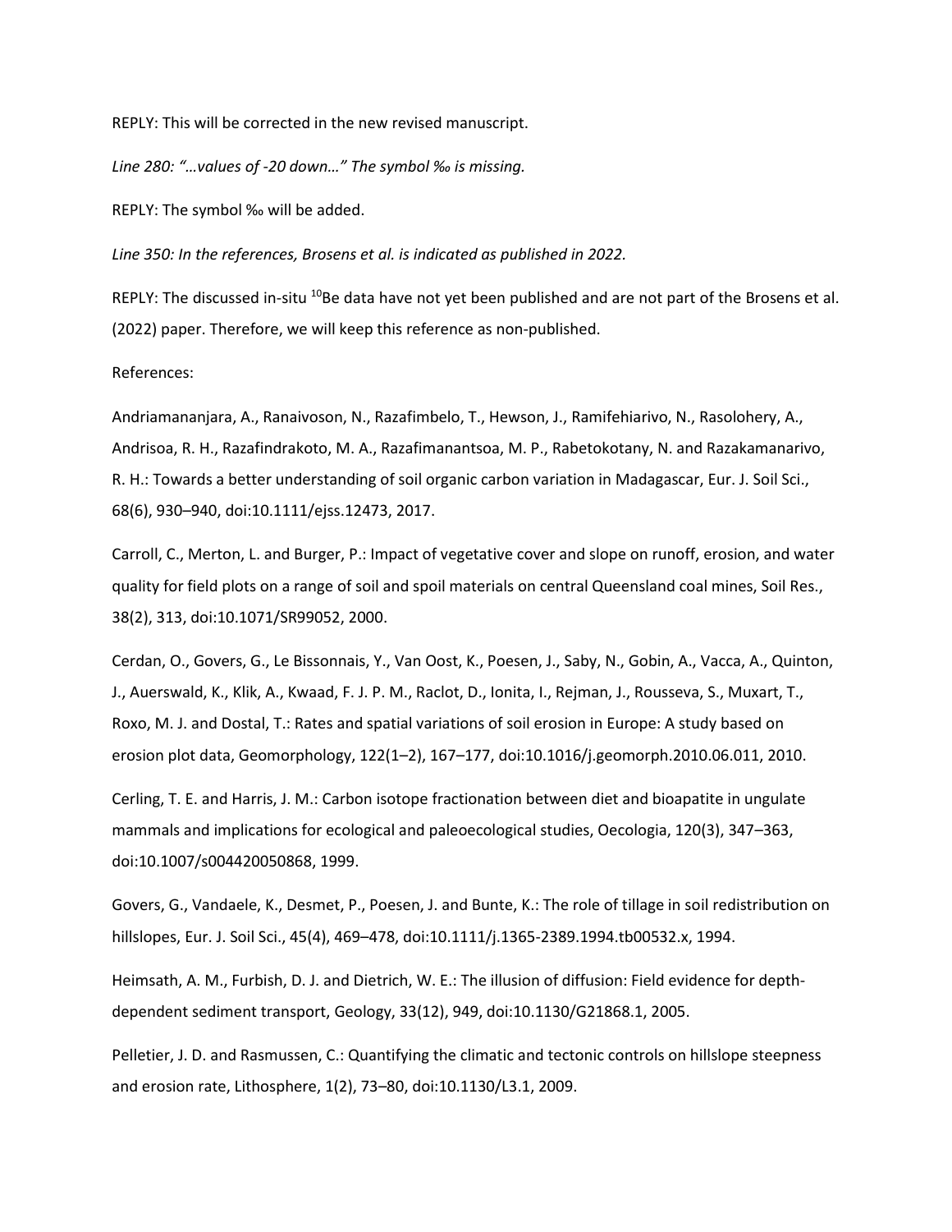REPLY: This will be corrected in the new revised manuscript.

*Line 280: "…values of -20 down…" The symbol ‰ is missing.*

REPLY: The symbol ‰ will be added.

*Line 350: In the references, Brosens et al. is indicated as published in 2022.*

REPLY: The discussed in-situ $^{10}$Be data have not yet been published and are not part of the Brosens et al. (2022) paper. Therefore, we will keep this reference as non-published.

References:

Andriamananjara, A., Ranaivoson, N., Razafimbelo, T., Hewson, J., Ramifehiarivo, N., Rasolohery, A., Andrisoa, R. H., Razafindrakoto, M. A., Razafimanantsoa, M. P., Rabetokotany, N. and Razakamanarivo, R. H.: Towards a better understanding of soil organic carbon variation in Madagascar, Eur. J. Soil Sci., 68(6), 930–940, doi:10.1111/ejss.12473, 2017.

Carroll, C., Merton, L. and Burger, P.: Impact of vegetative cover and slope on runoff, erosion, and water quality for field plots on a range of soil and spoil materials on central Queensland coal mines, Soil Res., 38(2), 313, doi:10.1071/SR99052, 2000.

Cerdan, O., Govers, G., Le Bissonnais, Y., Van Oost, K., Poesen, J., Saby, N., Gobin, A., Vacca, A., Quinton, J., Auerswald, K., Klik, A., Kwaad, F. J. P. M., Raclot, D., Ionita, I., Rejman, J., Rousseva, S., Muxart, T., Roxo, M. J. and Dostal, T.: Rates and spatial variations of soil erosion in Europe: A study based on erosion plot data, Geomorphology, 122(1–2), 167–177, doi:10.1016/j.geomorph.2010.06.011, 2010.

Cerling, T. E. and Harris, J. M.: Carbon isotope fractionation between diet and bioapatite in ungulate mammals and implications for ecological and paleoecological studies, Oecologia, 120(3), 347–363, doi:10.1007/s004420050868, 1999.

Govers, G., Vandaele, K., Desmet, P., Poesen, J. and Bunte, K.: The role of tillage in soil redistribution on hillslopes, Eur. J. Soil Sci., 45(4), 469–478, doi:10.1111/j.1365-2389.1994.tb00532.x, 1994.

Heimsath, A. M., Furbish, D. J. and Dietrich, W. E.: The illusion of diffusion: Field evidence for depth-dependent sediment transport, Geology, 33(12), 949, doi:10.1130/G21868.1, 2005.

Pelletier, J. D. and Rasmussen, C.: Quantifying the climatic and tectonic controls on hillslope steepness and erosion rate, Lithosphere, 1(2), 73–80, doi:10.1130/L3.1, 2009.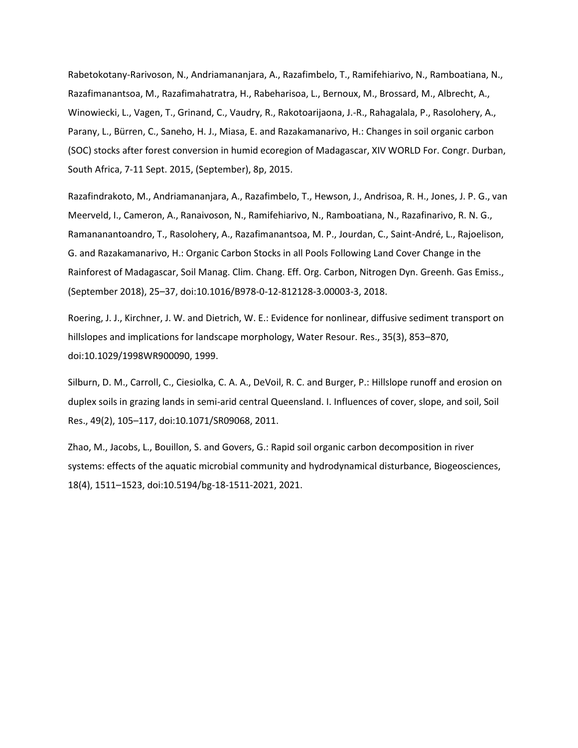Rabetokotany-Rarivoson, N., Andriamananjara, A., Razafimbelo, T., Ramifehiarivo, N., Ramboatiana, N., Razafimanantsoa, M., Razafimahatratra, H., Rabeharisoa, L., Bernoux, M., Brossard, M., Albrecht, A., Winowiecki, L., Vagen, T., Grinand, C., Vaudry, R., Rakotoarijaona, J.-R., Rahagalala, P., Rasolohery, A., Parany, L., Bürren, C., Saneho, H. J., Miasa, E. and Razakamanarivo, H.: Changes in soil organic carbon (SOC) stocks after forest conversion in humid ecoregion of Madagascar, XIV WORLD For. Congr. Durban, South Africa, 7-11 Sept. 2015, (September), 8p, 2015.

Razafindrakoto, M., Andriamananjara, A., Razafimbelo, T., Hewson, J., Andrisoa, R. H., Jones, J. P. G., van Meerveld, I., Cameron, A., Ranaivoson, N., Ramifehiarivo, N., Ramboatiana, N., Razafinarivo, R. N. G., Ramananantoandro, T., Rasolohery, A., Razafimanantsoa, M. P., Jourdan, C., Saint-André, L., Rajoelison, G. and Razakamanarivo, H.: Organic Carbon Stocks in all Pools Following Land Cover Change in the Rainforest of Madagascar, Soil Manag. Clim. Chang. Eff. Org. Carbon, Nitrogen Dyn. Greenh. Gas Emiss., (September 2018), 25–37, doi:10.1016/B978-0-12-812128-3.00003-3, 2018.

Roering, J. J., Kirchner, J. W. and Dietrich, W. E.: Evidence for nonlinear, diffusive sediment transport on hillslopes and implications for landscape morphology, Water Resour. Res., 35(3), 853–870, doi:10.1029/1998WR900090, 1999.

Silburn, D. M., Carroll, C., Ciesiolka, C. A. A., DeVoil, R. C. and Burger, P.: Hillslope runoff and erosion on duplex soils in grazing lands in semi-arid central Queensland. I. Influences of cover, slope, and soil, Soil Res., 49(2), 105–117, doi:10.1071/SR09068, 2011.

Zhao, M., Jacobs, L., Bouillon, S. and Govers, G.: Rapid soil organic carbon decomposition in river systems: effects of the aquatic microbial community and hydrodynamical disturbance, Biogeosciences, 18(4), 1511–1523, doi:10.5194/bg-18-1511-2021, 2021.